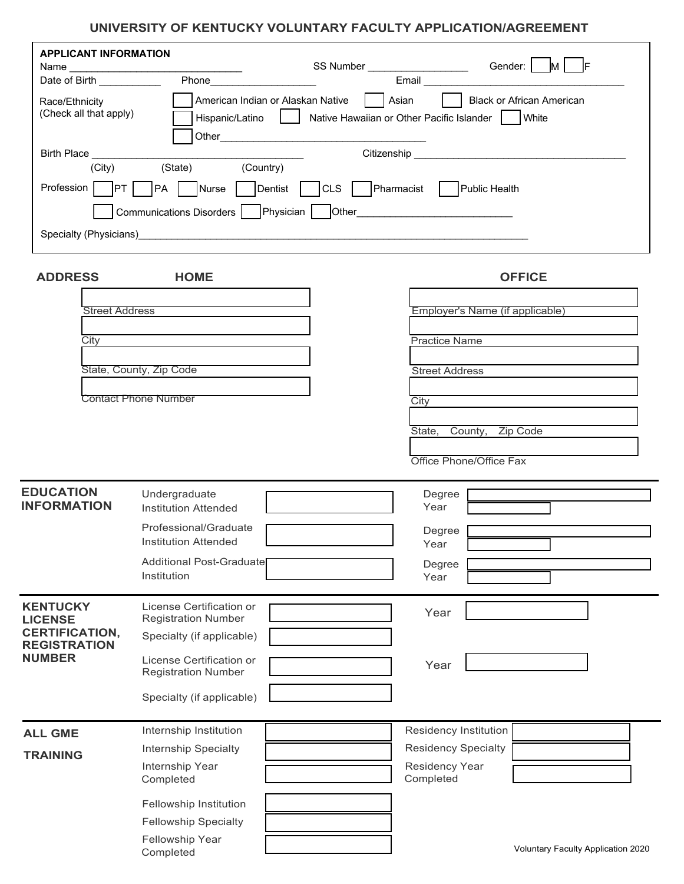# UNIVERSITY OF KENTUCKY VOLUNTARY FACULTY APPLICATION/AGREEMENT

## APPLICANT INFORMATION

Name ______________________________ SS Number _________________ Gender: ☐ M ☐ F

Date of Birth ___________ Phone___________________ Email ____________________________________

Race/Ethnicity (Check all that apply)
☐ American Indian or Alaskan Native ☐ Asian ☐ Black or African American
☐ Hispanic/Latino ☐ Native Hawaiian or Other Pacific Islander ☐ White
☐ Other_____________________________________

Birth Place ____________________________________ Citizenship ______________________________________
(City) (State) (Country)

Profession ☐ PT ☐ PA ☐ Nurse ☐ Dentist ☐ CLS ☐ Pharmacist ☐ Public Health
☐ Communications Disorders ☐ Physician ☐ Other___________________________

Specialty (Physicians)_______________________________________________________________________

## ADDRESS

| HOME | OFFICE |
|---|---|
| Street Address | Employer's Name (if applicable) |
| City | Practice Name |
| State, County, Zip Code | Street Address |
| Contact Phone Number | City |
| | State, County, Zip Code |
| | Office Phone/Office Fax |

## EDUCATION INFORMATION

| | | | |
|---|---|---|---|
| Undergraduate Institution Attended | | Degree | |
| | | Year | |
| Professional/Graduate Institution Attended | | Degree | |
| | | Year | |
| Additional Post-Graduate Institution | | Degree | |
| | | Year | |

## KENTUCKY LICENSE CERTIFICATION, REGISTRATION NUMBER

| | | | |
|---|---|---|---|
| License Certification or Registration Number | | Year | |
| Specialty (if applicable) | | | |
| License Certification or Registration Number | | Year | |
| Specialty (if applicable) | | | |

## ALL GME TRAINING

| | | | |
|---|---|---|---|
| Internship Institution | | Residency Institution | |
| Internship Specialty | | Residency Specialty | |
| Internship Year Completed | | Residency Year Completed | |
| Fellowship Institution | | | |
| Fellowship Specialty | | | |
| Fellowship Year Completed | | | |

Voluntary Faculty Application 2020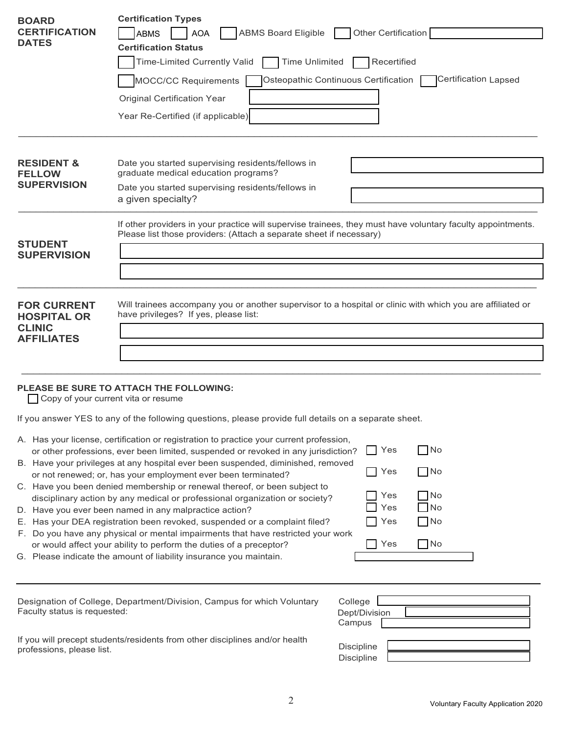## BOARD CERTIFICATION DATES

**Certification Types**

☐ ABMS ☐ AOA ☐ ABMS Board Eligible ☐ Other Certification ______

**Certification Status**

☐ Time-Limited Currently Valid ☐ Time Unlimited ☐ Recertified

☐ MOCC/CC Requirements ☐ Osteopathic Continuous Certification ☐ Certification Lapsed

Original Certification Year ______

Year Re-Certified (if applicable) ______

## RESIDENT & FELLOW SUPERVISION

Date you started supervising residents/fellows in graduate medical education programs? ______

Date you started supervising residents/fellows in a given specialty? ______

## STUDENT SUPERVISION

If other providers in your practice will supervise trainees, they must have voluntary faculty appointments. Please list those providers: (Attach a separate sheet if necessary)

______

______

## FOR CURRENT HOSPITAL OR CLINIC AFFILIATES

Will trainees accompany you or another supervisor to a hospital or clinic with which you are affiliated or have privileges? If yes, please list:

______

______

**PLEASE BE SURE TO ATTACH THE FOLLOWING:**

☐ Copy of your current vita or resume

If you answer YES to any of the following questions, please provide full details on a separate sheet.

A. Has your license, certification or registration to practice your current profession, or other professions, ever been limited, suspended or revoked in any jurisdiction? ☐ Yes ☐ No

B. Have your privileges at any hospital ever been suspended, diminished, removed or not renewed; or, has your employment ever been terminated? ☐ Yes ☐ No

C. Have you been denied membership or renewal thereof, or been subject to disciplinary action by any medical or professional organization or society? ☐ Yes ☐ No

D. Have you ever been named in any malpractice action? ☐ Yes ☐ No

E. Has your DEA registration been revoked, suspended or a complaint filed? ☐ Yes ☐ No

F. Do you have any physical or mental impairments that have restricted your work or would affect your ability to perform the duties of a preceptor? ☐ Yes ☐ No

G. Please indicate the amount of liability insurance you maintain. ______

Designation of College, Department/Division, Campus for which Voluntary Faculty status is requested:

College ______
Dept/Division ______
Campus ______

If you will precept students/residents from other disciplines and/or health professions, please list.

Discipline ______
Discipline ______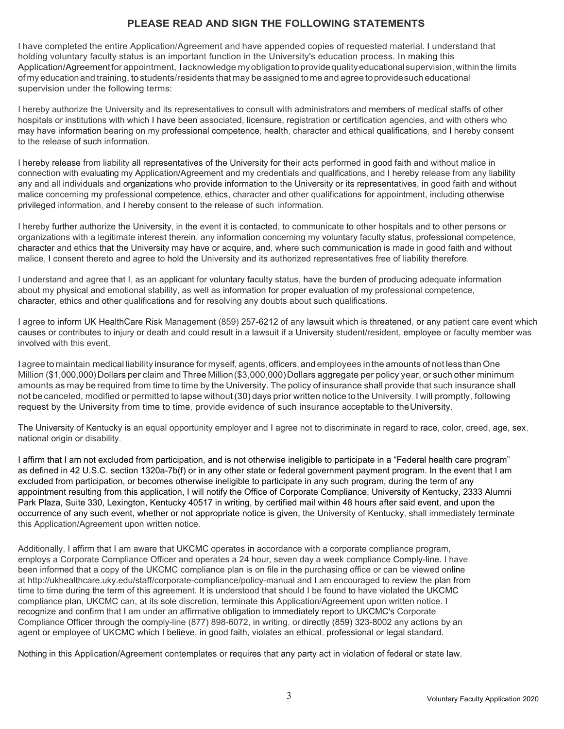## PLEASE READ AND SIGN THE FOLLOWING STATEMENTS

I have completed the entire Application/Agreement and have appended copies of requested material. I understand that holding voluntary faculty status is an important function in the University's education process. In making this Application/Agreement for appointment, I acknowledge my obligation to provide quality educational supervision, within the limits of my education and training, to students/residents that may be assigned to me and agree to provide such educational supervision under the following terms:

I hereby authorize the University and its representatives to consult with administrators and members of medical staffs of other hospitals or institutions with which I have been associated, licensure, registration or certification agencies, and with others who may have information bearing on my professional competence, health, character and ethical qualifications, and I hereby consent to the release of such information.

I hereby release from liability all representatives of the University for their acts performed in good faith and without malice in connection with evaluating my Application/Agreement and my credentials and qualifications, and I hereby release from any liability any and all individuals and organizations who provide information to the University or its representatives, in good faith and without malice concerning my professional competence, ethics, character and other qualifications for appointment, including otherwise privileged information, and I hereby consent to the release of such information.

I hereby further authorize the University, in the event it is contacted, to communicate to other hospitals and to other persons or organizations with a legitimate interest therein, any information concerning my voluntary faculty status, professional competence, character and ethics that the University may have or acquire, and, where such communication is made in good faith and without malice, I consent thereto and agree to hold the University and its authorized representatives free of liability therefore.

I understand and agree that I, as an applicant for voluntary faculty status, have the burden of producing adequate information about my physical and emotional stability, as well as information for proper evaluation of my professional competence, character, ethics and other qualifications and for resolving any doubts about such qualifications.

I agree to inform UK HealthCare Risk Management (859) 257-6212 of any lawsuit which is threatened, or any patient care event which causes or contributes to injury or death and could result in a lawsuit if a University student/resident, employee or faculty member was involved with this event.

I agree to maintain medical liability insurance for myself, agents, officers, and employees in the amounts of not less than One Million ($1,000,000) Dollars per claim and Three Million ($3,000,000) Dollars aggregate per policy year, or such other minimum amounts as may be required from time to time by the University. The policy of insurance shall provide that such insurance shall not be canceled, modified or permitted to lapse without (30) days prior written notice to the University. I will promptly, following request by the University from time to time, provide evidence of such insurance acceptable to the University.

The University of Kentucky is an equal opportunity employer and I agree not to discriminate in regard to race, color, creed, age, sex, national origin or disability.

I affirm that I am not excluded from participation, and is not otherwise ineligible to participate in a "Federal health care program" as defined in 42 U.S.C. section 1320a-7b(f) or in any other state or federal government payment program. In the event that I am excluded from participation, or becomes otherwise ineligible to participate in any such program, during the term of any appointment resulting from this application, I will notify the Office of Corporate Compliance, University of Kentucky, 2333 Alumni Park Plaza, Suite 330, Lexington, Kentucky 40517 in writing, by certified mail within 48 hours after said event, and upon the occurrence of any such event, whether or not appropriate notice is given, the University of Kentucky, shall immediately terminate this Application/Agreement upon written notice.

Additionally, I affirm that I am aware that UKCMC operates in accordance with a corporate compliance program, employs a Corporate Compliance Officer and operates a 24 hour, seven day a week compliance Comply-line. I have been informed that a copy of the UKCMC compliance plan is on file in the purchasing office or can be viewed online at http://ukhealthcare.uky.edu/staff/corporate-compliance/policy-manual and I am encouraged to review the plan from time to time during the term of this agreement. It is understood that should I be found to have violated the UKCMC compliance plan, UKCMC can, at its sole discretion, terminate this Application/Agreement upon written notice. I recognize and confirm that I am under an affirmative obligation to immediately report to UKCMC's Corporate Compliance Officer through the comply-line (877) 898-6072, in writing, or directly (859) 323-8002 any actions by an agent or employee of UKCMC which I believe, in good faith, violates an ethical, professional or legal standard.

Nothing in this Application/Agreement contemplates or requires that any party act in violation of federal or state law.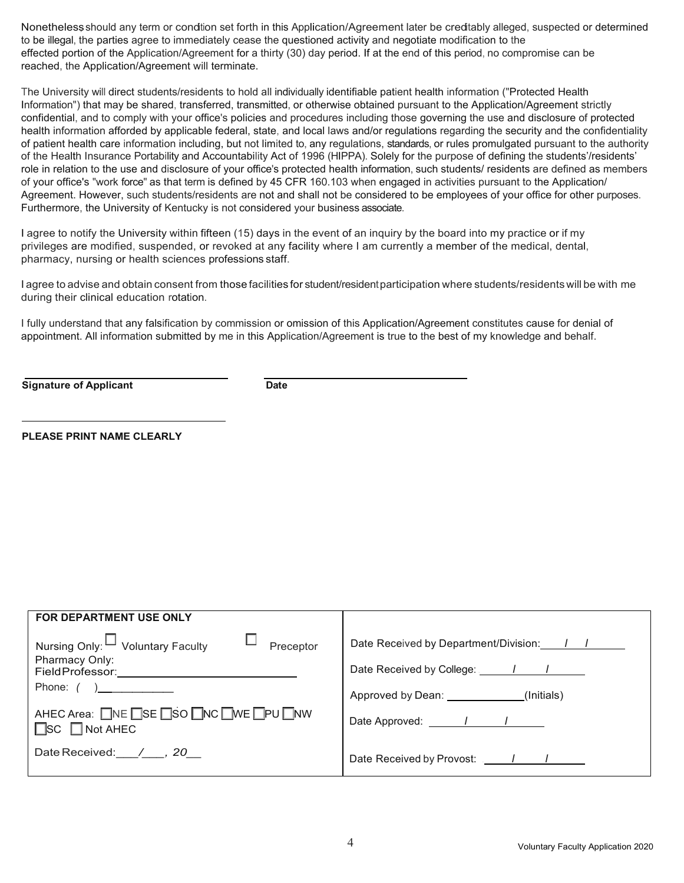Nonetheless should any term or condition set forth in this Application/Agreement later be creditably alleged, suspected or determined to be illegal, the parties agree to immediately cease the questioned activity and negotiate modification to the effected portion of the Application/Agreement for a thirty (30) day period. If at the end of this period, no compromise can be reached, the Application/Agreement will terminate.

The University will direct students/residents to hold all individually identifiable patient health information ("Protected Health Information") that may be shared, transferred, transmitted, or otherwise obtained pursuant to the Application/Agreement strictly confidential, and to comply with your office's policies and procedures including those governing the use and disclosure of protected health information afforded by applicable federal, state, and local laws and/or regulations regarding the security and the confidentiality of patient health care information including, but not limited to, any regulations, standards, or rules promulgated pursuant to the authority of the Health Insurance Portability and Accountability Act of 1996 (HIPPA). Solely for the purpose of defining the students'/residents' role in relation to the use and disclosure of your office's protected health information, such students/ residents are defined as members of your office's "work force" as that term is defined by 45 CFR 160.103 when engaged in activities pursuant to the Application/ Agreement. However, such students/residents are not and shall not be considered to be employees of your office for other purposes. Furthermore, the University of Kentucky is not considered your business associate.

I agree to notify the University within fifteen (15) days in the event of an inquiry by the board into my practice or if my privileges are modified, suspended, or revoked at any facility where I am currently a member of the medical, dental, pharmacy, nursing or health sciences professions staff.

I agree to advise and obtain consent from those facilities for student/resident participation where students/residents will be with me during their clinical education rotation.

I fully understand that any falsification by commission or omission of this Application/Agreement constitutes cause for denial of appointment. All information submitted by me in this Application/Agreement is true to the best of my knowledge and behalf.

______________________________ ______________________________

**Signature of Applicant** **Date**

______________________________

**PLEASE PRINT NAME CLEARLY**

| **FOR DEPARTMENT USE ONLY** | |
|---|---|
| Nursing Only: ☐ Voluntary Faculty ☐ Preceptor | Date Received by Department/Division: ___/___/___ |
| Pharmacy Only: Field Professor: ______________ | Date Received by College: ___/___/___ |
| Phone: ( ) ______________ | Approved by Dean: ______________ (Initials) |
| AHEC Area: ☐NE ☐SE ☐SO ☐NC ☐WE ☐PU ☐NW ☐SC ☐ Not AHEC | Date Approved: ___/___/___ |
| Date Received: ___/___, 20__ | Date Received by Provost: ___/___/___ |